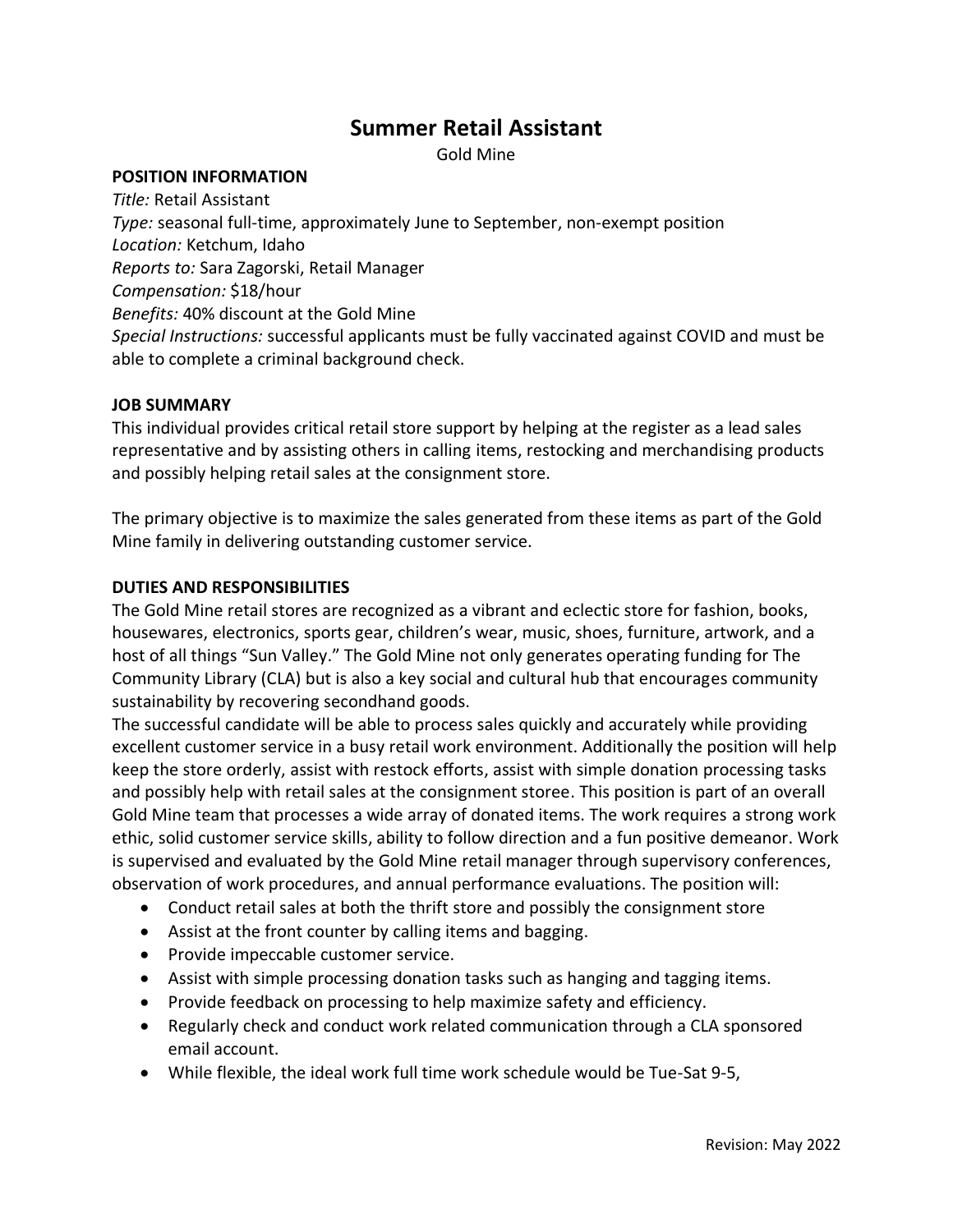# Summer Retail Assistant

Gold Mine

**POSITION INFORMATION**

*Title:* Retail Assistant
*Type:* seasonal full-time, approximately June to September, non-exempt position
*Location:* Ketchum, Idaho
*Reports to:* Sara Zagorski, Retail Manager
*Compensation:* $18/hour
*Benefits:* 40% discount at the Gold Mine
*Special Instructions:* successful applicants must be fully vaccinated against COVID and must be able to complete a criminal background check.

**JOB SUMMARY**

This individual provides critical retail store support by helping at the register as a lead sales representative and by assisting others in calling items, restocking and merchandising products and possibly helping retail sales at the consignment store.

The primary objective is to maximize the sales generated from these items as part of the Gold Mine family in delivering outstanding customer service.

**DUTIES AND RESPONSIBILITIES**

The Gold Mine retail stores are recognized as a vibrant and eclectic store for fashion, books, housewares, electronics, sports gear, children's wear, music, shoes, furniture, artwork, and a host of all things "Sun Valley." The Gold Mine not only generates operating funding for The Community Library (CLA) but is also a key social and cultural hub that encourages community sustainability by recovering secondhand goods.

The successful candidate will be able to process sales quickly and accurately while providing excellent customer service in a busy retail work environment. Additionally the position will help keep the store orderly, assist with restock efforts, assist with simple donation processing tasks and possibly help with retail sales at the consignment storee. This position is part of an overall Gold Mine team that processes a wide array of donated items. The work requires a strong work ethic, solid customer service skills, ability to follow direction and a fun positive demeanor. Work is supervised and evaluated by the Gold Mine retail manager through supervisory conferences, observation of work procedures, and annual performance evaluations. The position will:

- Conduct retail sales at both the thrift store and possibly the consignment store
- Assist at the front counter by calling items and bagging.
- Provide impeccable customer service.
- Assist with simple processing donation tasks such as hanging and tagging items.
- Provide feedback on processing to help maximize safety and efficiency.
- Regularly check and conduct work related communication through a CLA sponsored email account.
- While flexible, the ideal work full time work schedule would be Tue-Sat 9-5,

Revision: May 2022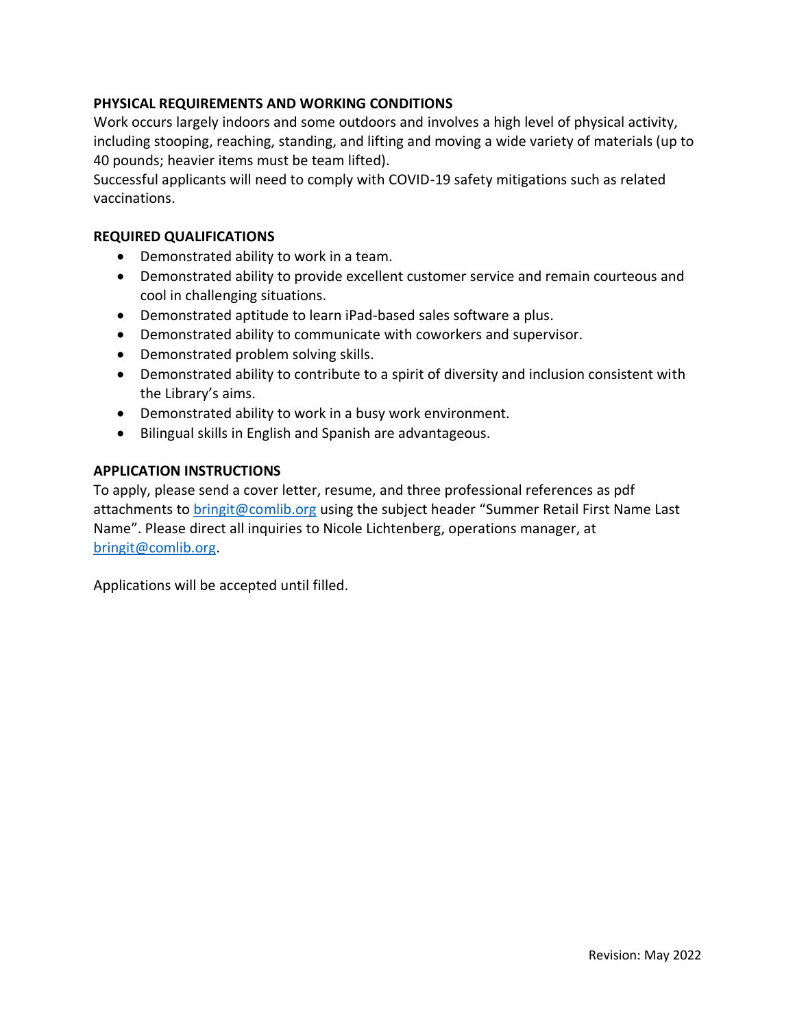**PHYSICAL REQUIREMENTS AND WORKING CONDITIONS**

Work occurs largely indoors and some outdoors and involves a high level of physical activity, including stooping, reaching, standing, and lifting and moving a wide variety of materials (up to 40 pounds; heavier items must be team lifted).

Successful applicants will need to comply with COVID-19 safety mitigations such as related vaccinations.

**REQUIRED QUALIFICATIONS**

- Demonstrated ability to work in a team.
- Demonstrated ability to provide excellent customer service and remain courteous and cool in challenging situations.
- Demonstrated aptitude to learn iPad-based sales software a plus.
- Demonstrated ability to communicate with coworkers and supervisor.
- Demonstrated problem solving skills.
- Demonstrated ability to contribute to a spirit of diversity and inclusion consistent with the Library's aims.
- Demonstrated ability to work in a busy work environment.
- Bilingual skills in English and Spanish are advantageous.

**APPLICATION INSTRUCTIONS**

To apply, please send a cover letter, resume, and three professional references as pdf attachments to bringit@comlib.org using the subject header "Summer Retail First Name Last Name". Please direct all inquiries to Nicole Lichtenberg, operations manager, at bringit@comlib.org.

Applications will be accepted until filled.

Revision: May 2022